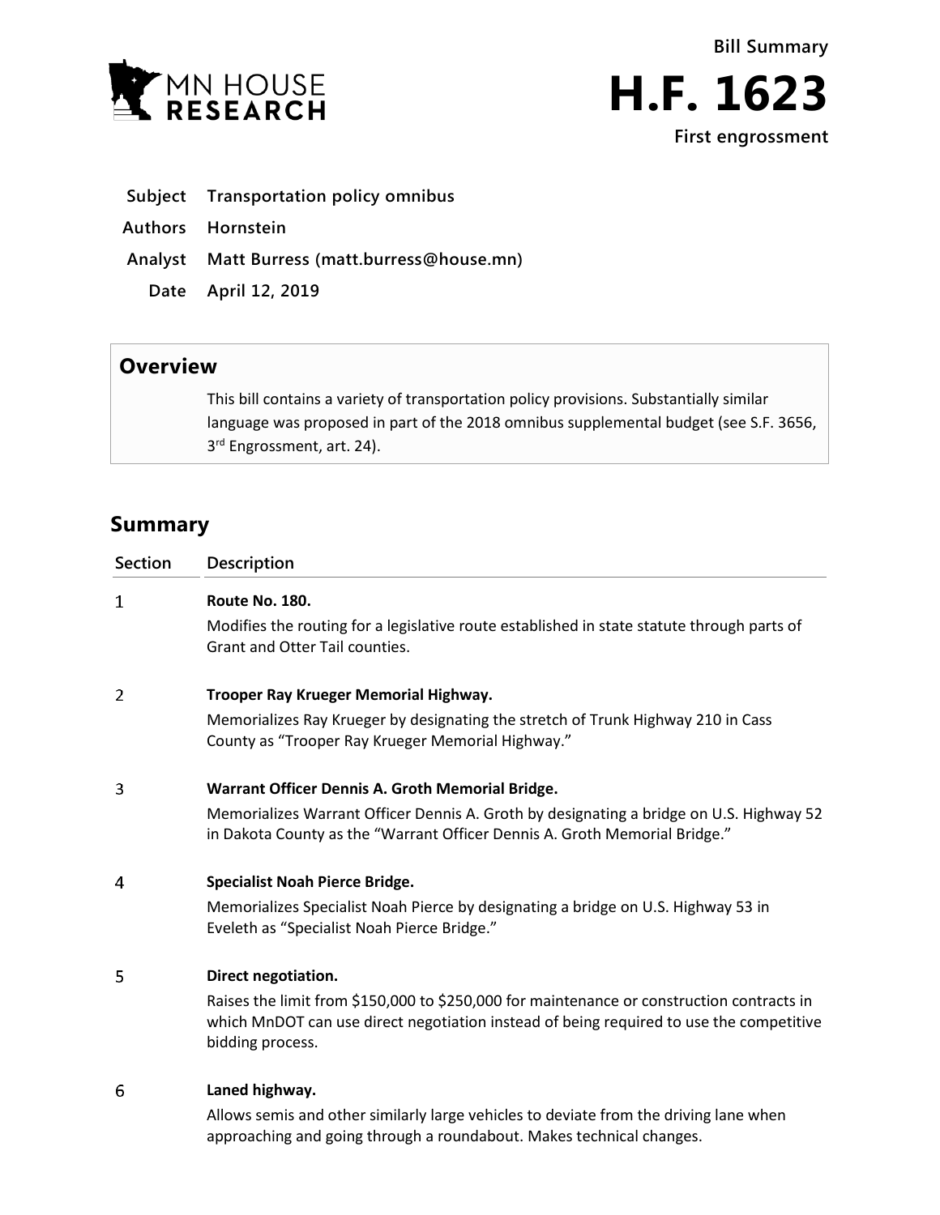Bill Summary

# H.F. 1623

**First engrossment**

| | |
|---|---|
| **Subject** | **Transportation policy omnibus** |
| **Authors** | **Hornstein** |
| **Analyst** | **Matt Burress (matt.burress@house.mn)** |
| **Date** | **April 12, 2019** |

## Overview

This bill contains a variety of transportation policy provisions. Substantially similar language was proposed in part of the 2018 omnibus supplemental budget (see S.F. 3656, 3rd Engrossment, art. 24).

## Summary

| Section | Description |
|---|---|
| 1 | **Route No. 180.** Modifies the routing for a legislative route established in state statute through parts of Grant and Otter Tail counties. |
| 2 | **Trooper Ray Krueger Memorial Highway.** Memorializes Ray Krueger by designating the stretch of Trunk Highway 210 in Cass County as "Trooper Ray Krueger Memorial Highway." |
| 3 | **Warrant Officer Dennis A. Groth Memorial Bridge.** Memorializes Warrant Officer Dennis A. Groth by designating a bridge on U.S. Highway 52 in Dakota County as the "Warrant Officer Dennis A. Groth Memorial Bridge." |
| 4 | **Specialist Noah Pierce Bridge.** Memorializes Specialist Noah Pierce by designating a bridge on U.S. Highway 53 in Eveleth as "Specialist Noah Pierce Bridge." |
| 5 | **Direct negotiation.** Raises the limit from $150,000 to $250,000 for maintenance or construction contracts in which MnDOT can use direct negotiation instead of being required to use the competitive bidding process. |
| 6 | **Laned highway.** Allows semis and other similarly large vehicles to deviate from the driving lane when approaching and going through a roundabout. Makes technical changes. |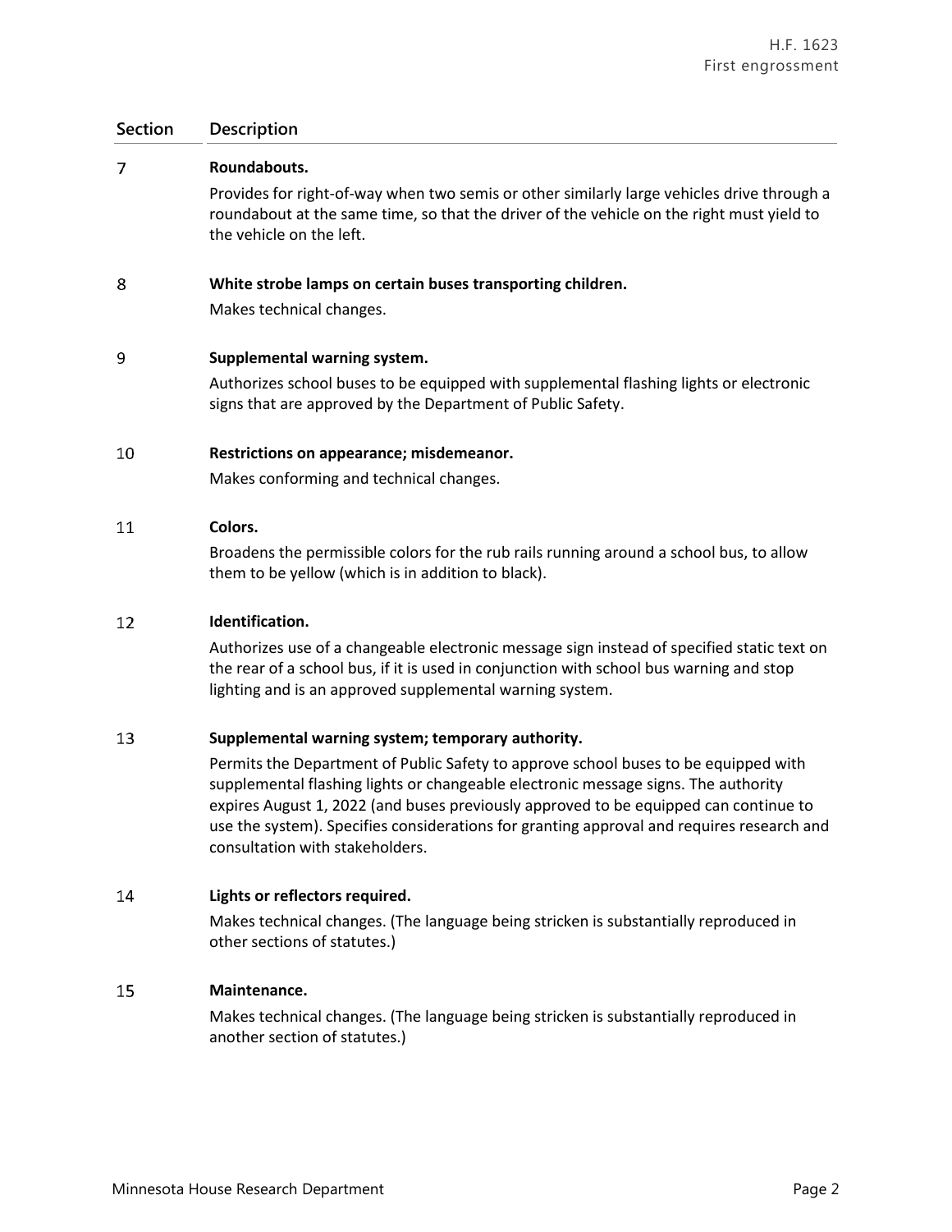| Section | Description |
|---|---|
| 7 | **Roundabouts.** Provides for right-of-way when two semis or other similarly large vehicles drive through a roundabout at the same time, so that the driver of the vehicle on the right must yield to the vehicle on the left. |
| 8 | **White strobe lamps on certain buses transporting children.** Makes technical changes. |
| 9 | **Supplemental warning system.** Authorizes school buses to be equipped with supplemental flashing lights or electronic signs that are approved by the Department of Public Safety. |
| 10 | **Restrictions on appearance; misdemeanor.** Makes conforming and technical changes. |
| 11 | **Colors.** Broadens the permissible colors for the rub rails running around a school bus, to allow them to be yellow (which is in addition to black). |
| 12 | **Identification.** Authorizes use of a changeable electronic message sign instead of specified static text on the rear of a school bus, if it is used in conjunction with school bus warning and stop lighting and is an approved supplemental warning system. |
| 13 | **Supplemental warning system; temporary authority.** Permits the Department of Public Safety to approve school buses to be equipped with supplemental flashing lights or changeable electronic message signs. The authority expires August 1, 2022 (and buses previously approved to be equipped can continue to use the system). Specifies considerations for granting approval and requires research and consultation with stakeholders. |
| 14 | **Lights or reflectors required.** Makes technical changes. (The language being stricken is substantially reproduced in other sections of statutes.) |
| 15 | **Maintenance.** Makes technical changes. (The language being stricken is substantially reproduced in another section of statutes.) |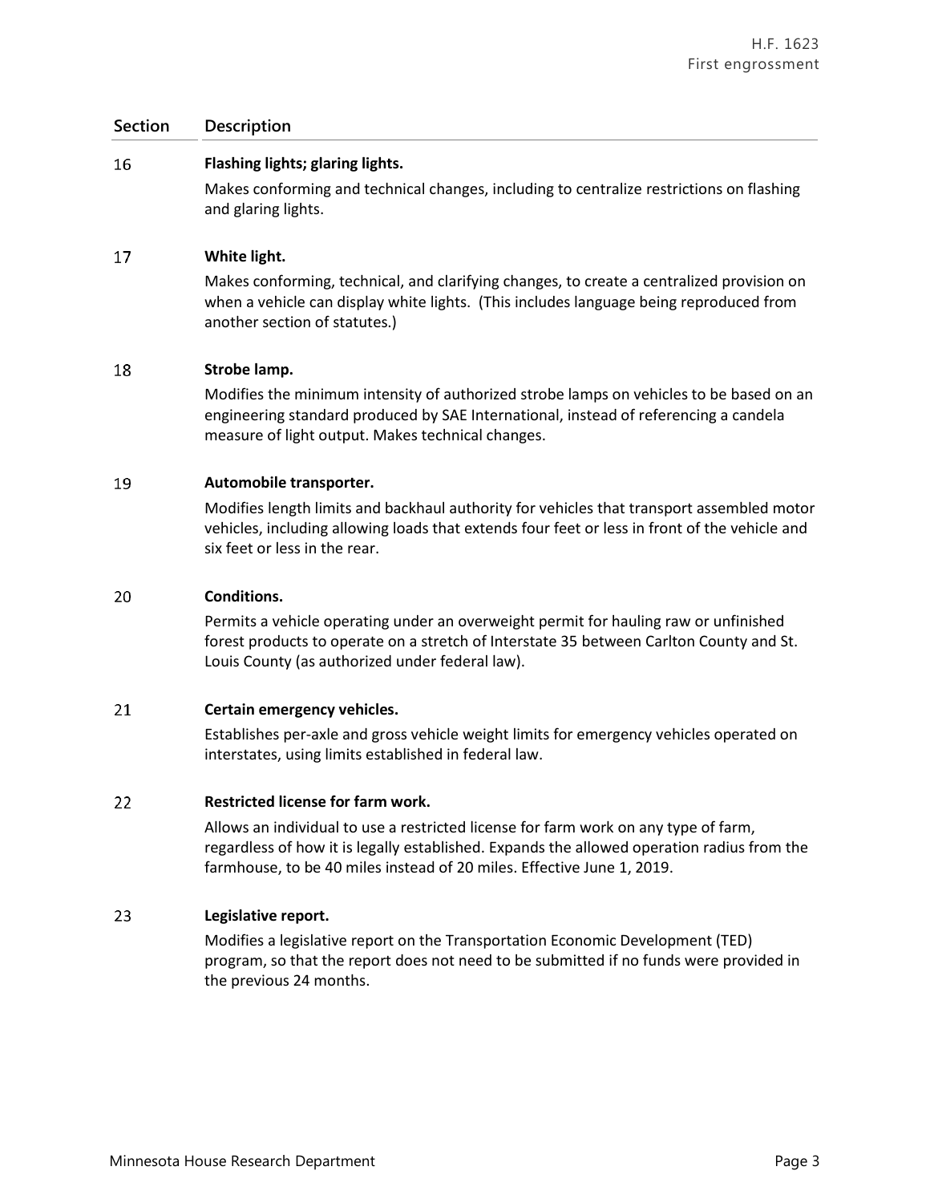| Section | Description |
|---|---|
| 16 | **Flashing lights; glaring lights.**<br>Makes conforming and technical changes, including to centralize restrictions on flashing and glaring lights. |
| 17 | **White light.**<br>Makes conforming, technical, and clarifying changes, to create a centralized provision on when a vehicle can display white lights. (This includes language being reproduced from another section of statutes.) |
| 18 | **Strobe lamp.**<br>Modifies the minimum intensity of authorized strobe lamps on vehicles to be based on an engineering standard produced by SAE International, instead of referencing a candela measure of light output. Makes technical changes. |
| 19 | **Automobile transporter.**<br>Modifies length limits and backhaul authority for vehicles that transport assembled motor vehicles, including allowing loads that extends four feet or less in front of the vehicle and six feet or less in the rear. |
| 20 | **Conditions.**<br>Permits a vehicle operating under an overweight permit for hauling raw or unfinished forest products to operate on a stretch of Interstate 35 between Carlton County and St. Louis County (as authorized under federal law). |
| 21 | **Certain emergency vehicles.**<br>Establishes per-axle and gross vehicle weight limits for emergency vehicles operated on interstates, using limits established in federal law. |
| 22 | **Restricted license for farm work.**<br>Allows an individual to use a restricted license for farm work on any type of farm, regardless of how it is legally established. Expands the allowed operation radius from the farmhouse, to be 40 miles instead of 20 miles. Effective June 1, 2019. |
| 23 | **Legislative report.**<br>Modifies a legislative report on the Transportation Economic Development (TED) program, so that the report does not need to be submitted if no funds were provided in the previous 24 months. |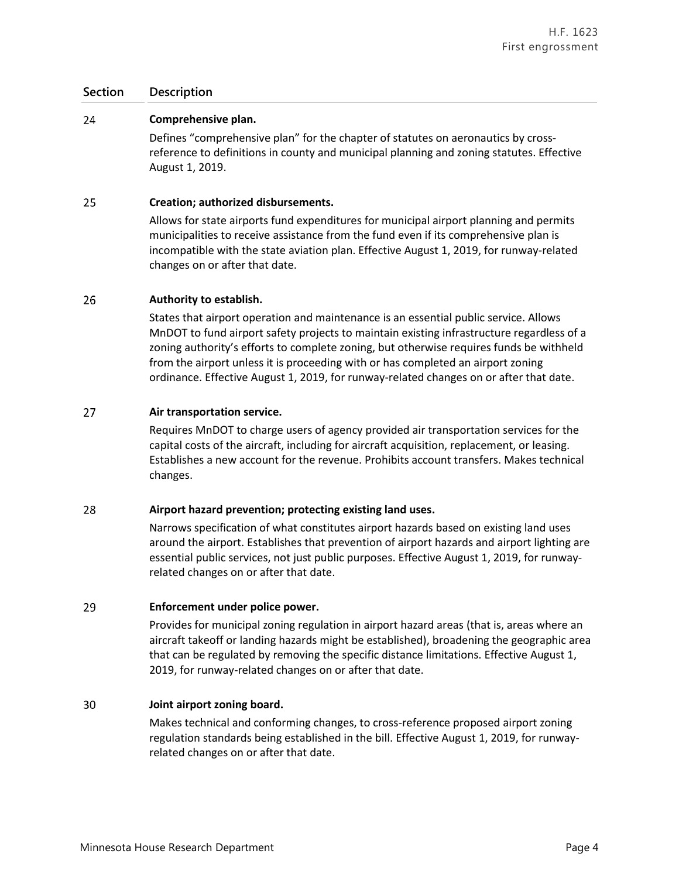| Section | Description |
|---|---|
| 24 | **Comprehensive plan.**<br>Defines "comprehensive plan" for the chapter of statutes on aeronautics by cross-reference to definitions in county and municipal planning and zoning statutes. Effective August 1, 2019. |
| 25 | **Creation; authorized disbursements.**<br>Allows for state airports fund expenditures for municipal airport planning and permits municipalities to receive assistance from the fund even if its comprehensive plan is incompatible with the state aviation plan. Effective August 1, 2019, for runway-related changes on or after that date. |
| 26 | **Authority to establish.**<br>States that airport operation and maintenance is an essential public service. Allows MnDOT to fund airport safety projects to maintain existing infrastructure regardless of a zoning authority's efforts to complete zoning, but otherwise requires funds be withheld from the airport unless it is proceeding with or has completed an airport zoning ordinance. Effective August 1, 2019, for runway-related changes on or after that date. |
| 27 | **Air transportation service.**<br>Requires MnDOT to charge users of agency provided air transportation services for the capital costs of the aircraft, including for aircraft acquisition, replacement, or leasing. Establishes a new account for the revenue. Prohibits account transfers. Makes technical changes. |
| 28 | **Airport hazard prevention; protecting existing land uses.**<br>Narrows specification of what constitutes airport hazards based on existing land uses around the airport. Establishes that prevention of airport hazards and airport lighting are essential public services, not just public purposes. Effective August 1, 2019, for runway-related changes on or after that date. |
| 29 | **Enforcement under police power.**<br>Provides for municipal zoning regulation in airport hazard areas (that is, areas where an aircraft takeoff or landing hazards might be established), broadening the geographic area that can be regulated by removing the specific distance limitations. Effective August 1, 2019, for runway-related changes on or after that date. |
| 30 | **Joint airport zoning board.**<br>Makes technical and conforming changes, to cross-reference proposed airport zoning regulation standards being established in the bill. Effective August 1, 2019, for runway-related changes on or after that date. |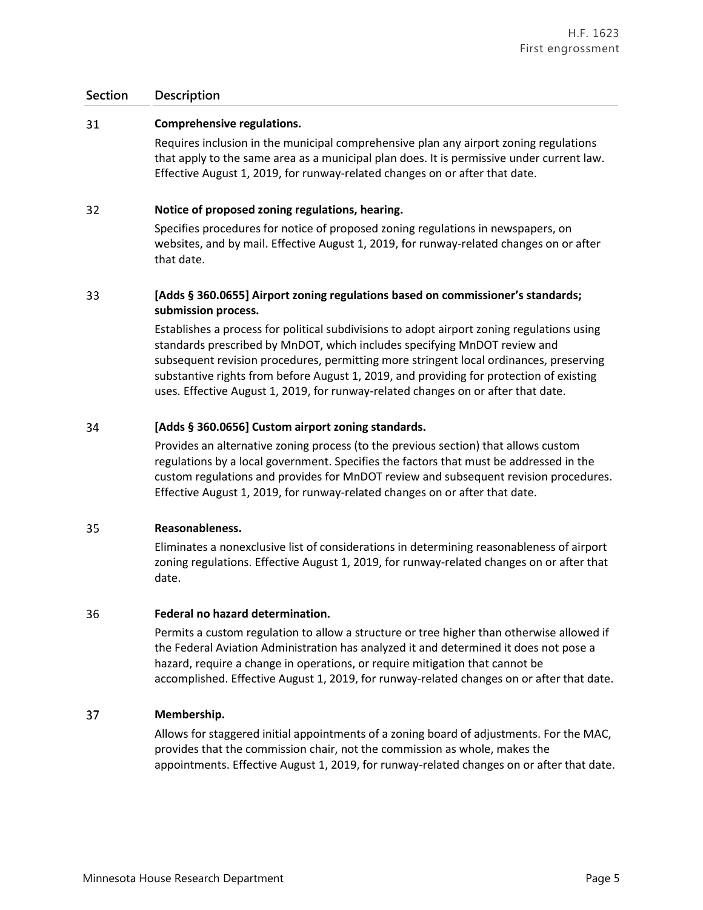| Section | Description |
| --- | --- |
| 31 | **Comprehensive regulations.** Requires inclusion in the municipal comprehensive plan any airport zoning regulations that apply to the same area as a municipal plan does. It is permissive under current law. Effective August 1, 2019, for runway-related changes on or after that date. |
| 32 | **Notice of proposed zoning regulations, hearing.** Specifies procedures for notice of proposed zoning regulations in newspapers, on websites, and by mail. Effective August 1, 2019, for runway-related changes on or after that date. |
| 33 | **[Adds § 360.0655] Airport zoning regulations based on commissioner's standards; submission process.** Establishes a process for political subdivisions to adopt airport zoning regulations using standards prescribed by MnDOT, which includes specifying MnDOT review and subsequent revision procedures, permitting more stringent local ordinances, preserving substantive rights from before August 1, 2019, and providing for protection of existing uses. Effective August 1, 2019, for runway-related changes on or after that date. |
| 34 | **[Adds § 360.0656] Custom airport zoning standards.** Provides an alternative zoning process (to the previous section) that allows custom regulations by a local government. Specifies the factors that must be addressed in the custom regulations and provides for MnDOT review and subsequent revision procedures. Effective August 1, 2019, for runway-related changes on or after that date. |
| 35 | **Reasonableness.** Eliminates a nonexclusive list of considerations in determining reasonableness of airport zoning regulations. Effective August 1, 2019, for runway-related changes on or after that date. |
| 36 | **Federal no hazard determination.** Permits a custom regulation to allow a structure or tree higher than otherwise allowed if the Federal Aviation Administration has analyzed it and determined it does not pose a hazard, require a change in operations, or require mitigation that cannot be accomplished. Effective August 1, 2019, for runway-related changes on or after that date. |
| 37 | **Membership.** Allows for staggered initial appointments of a zoning board of adjustments. For the MAC, provides that the commission chair, not the commission as whole, makes the appointments. Effective August 1, 2019, for runway-related changes on or after that date. |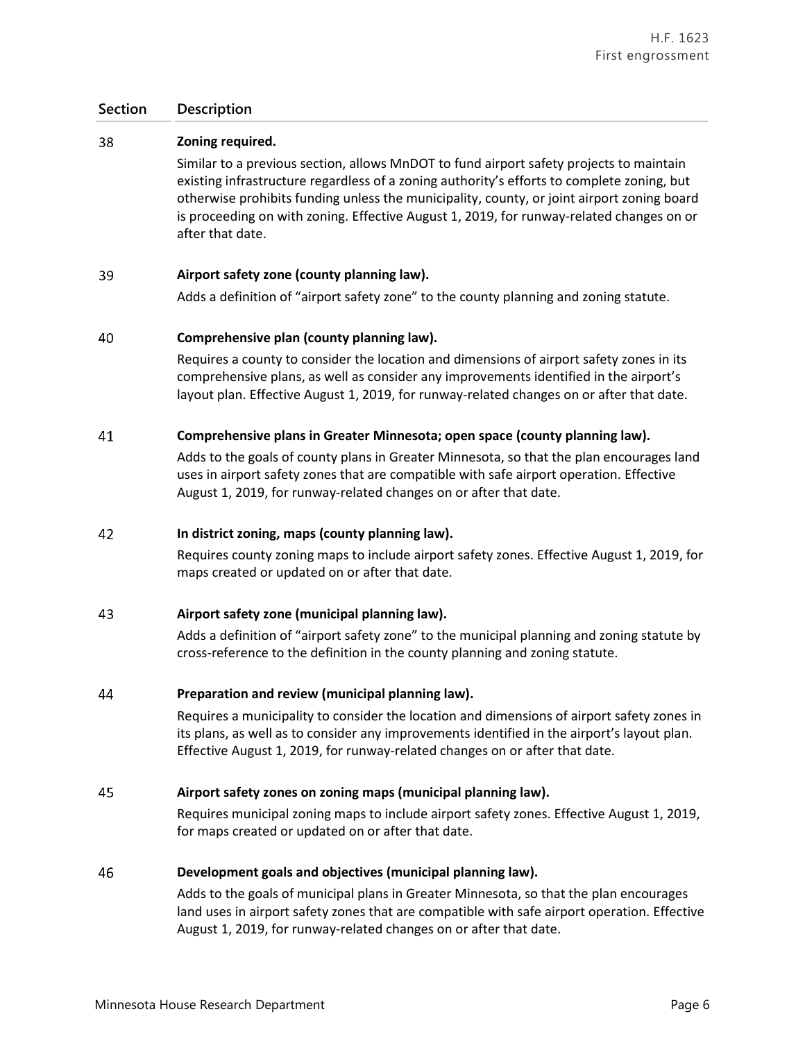| Section | Description |
|---|---|
| 38 | **Zoning required.**<br>Similar to a previous section, allows MnDOT to fund airport safety projects to maintain existing infrastructure regardless of a zoning authority's efforts to complete zoning, but otherwise prohibits funding unless the municipality, county, or joint airport zoning board is proceeding on with zoning. Effective August 1, 2019, for runway-related changes on or after that date. |
| 39 | **Airport safety zone (county planning law).**<br>Adds a definition of "airport safety zone" to the county planning and zoning statute. |
| 40 | **Comprehensive plan (county planning law).**<br>Requires a county to consider the location and dimensions of airport safety zones in its comprehensive plans, as well as consider any improvements identified in the airport's layout plan. Effective August 1, 2019, for runway-related changes on or after that date. |
| 41 | **Comprehensive plans in Greater Minnesota; open space (county planning law).**<br>Adds to the goals of county plans in Greater Minnesota, so that the plan encourages land uses in airport safety zones that are compatible with safe airport operation. Effective August 1, 2019, for runway-related changes on or after that date. |
| 42 | **In district zoning, maps (county planning law).**<br>Requires county zoning maps to include airport safety zones. Effective August 1, 2019, for maps created or updated on or after that date. |
| 43 | **Airport safety zone (municipal planning law).**<br>Adds a definition of "airport safety zone" to the municipal planning and zoning statute by cross-reference to the definition in the county planning and zoning statute. |
| 44 | **Preparation and review (municipal planning law).**<br>Requires a municipality to consider the location and dimensions of airport safety zones in its plans, as well as to consider any improvements identified in the airport's layout plan. Effective August 1, 2019, for runway-related changes on or after that date. |
| 45 | **Airport safety zones on zoning maps (municipal planning law).**<br>Requires municipal zoning maps to include airport safety zones. Effective August 1, 2019, for maps created or updated on or after that date. |
| 46 | **Development goals and objectives (municipal planning law).**<br>Adds to the goals of municipal plans in Greater Minnesota, so that the plan encourages land uses in airport safety zones that are compatible with safe airport operation. Effective August 1, 2019, for runway-related changes on or after that date. |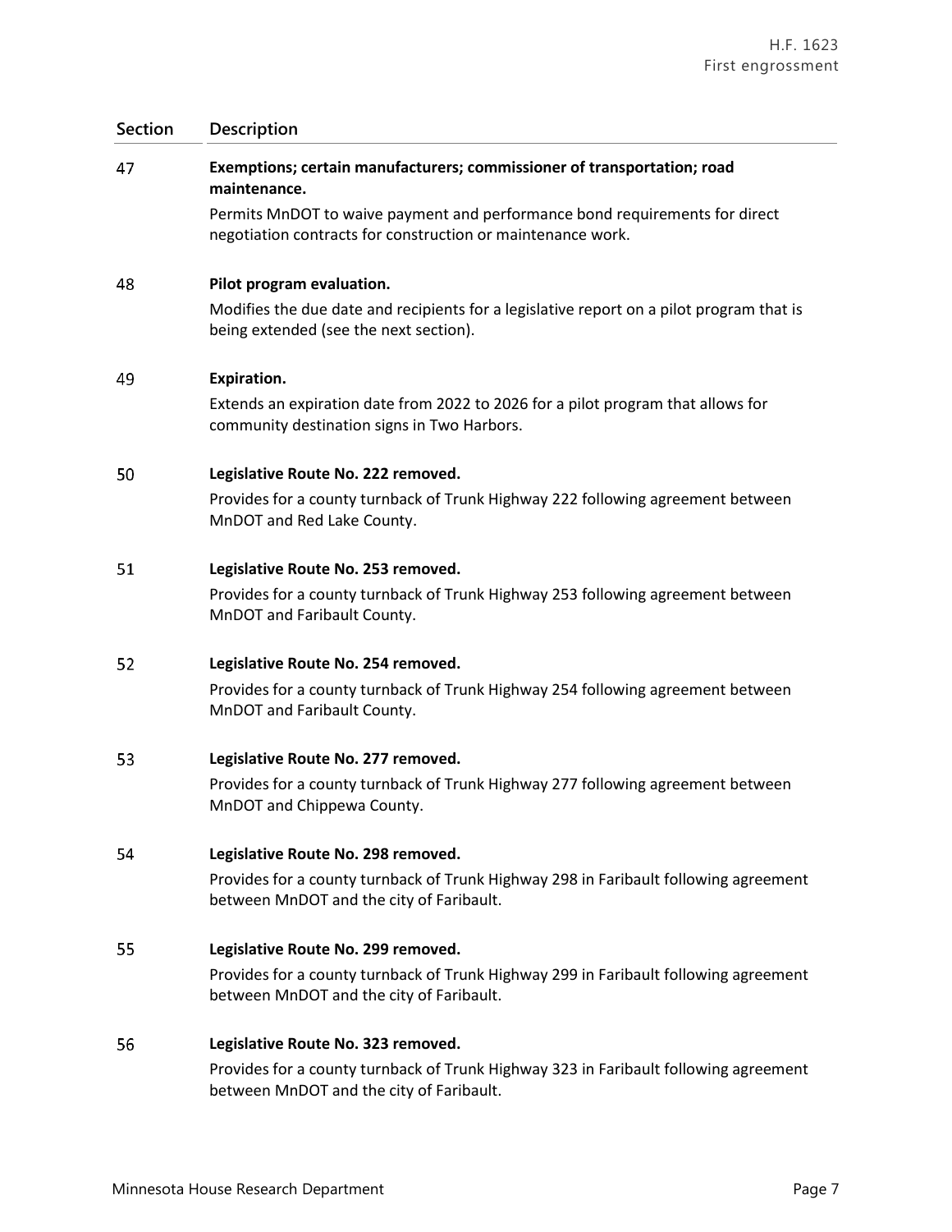| Section | Description |
| --- | --- |
| 47 | **Exemptions; certain manufacturers; commissioner of transportation; road maintenance.**<br>Permits MnDOT to waive payment and performance bond requirements for direct negotiation contracts for construction or maintenance work. |
| 48 | **Pilot program evaluation.**<br>Modifies the due date and recipients for a legislative report on a pilot program that is being extended (see the next section). |
| 49 | **Expiration.**<br>Extends an expiration date from 2022 to 2026 for a pilot program that allows for community destination signs in Two Harbors. |
| 50 | **Legislative Route No. 222 removed.**<br>Provides for a county turnback of Trunk Highway 222 following agreement between MnDOT and Red Lake County. |
| 51 | **Legislative Route No. 253 removed.**<br>Provides for a county turnback of Trunk Highway 253 following agreement between MnDOT and Faribault County. |
| 52 | **Legislative Route No. 254 removed.**<br>Provides for a county turnback of Trunk Highway 254 following agreement between MnDOT and Faribault County. |
| 53 | **Legislative Route No. 277 removed.**<br>Provides for a county turnback of Trunk Highway 277 following agreement between MnDOT and Chippewa County. |
| 54 | **Legislative Route No. 298 removed.**<br>Provides for a county turnback of Trunk Highway 298 in Faribault following agreement between MnDOT and the city of Faribault. |
| 55 | **Legislative Route No. 299 removed.**<br>Provides for a county turnback of Trunk Highway 299 in Faribault following agreement between MnDOT and the city of Faribault. |
| 56 | **Legislative Route No. 323 removed.**<br>Provides for a county turnback of Trunk Highway 323 in Faribault following agreement between MnDOT and the city of Faribault. |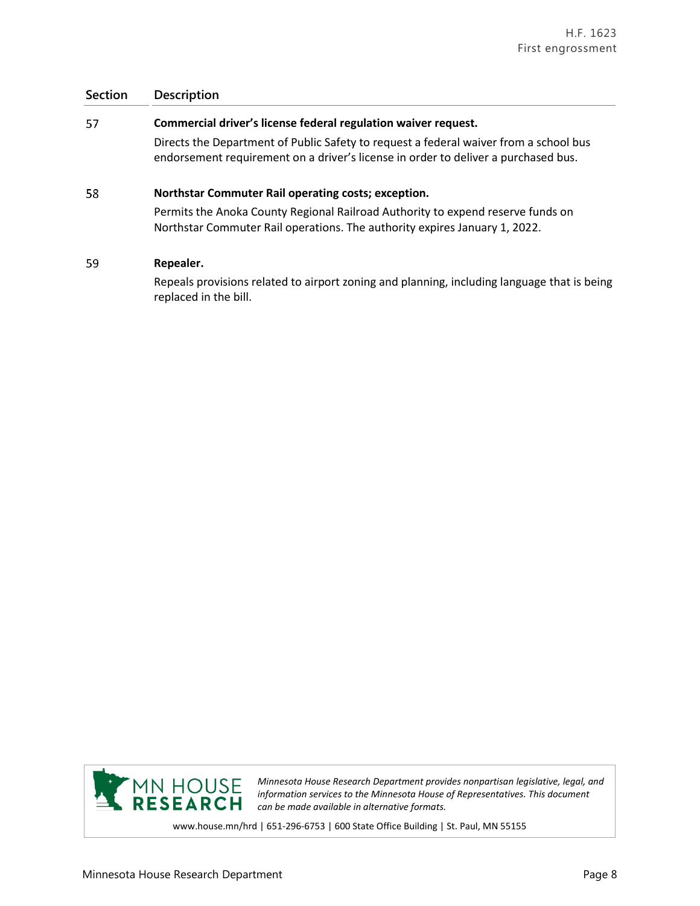| Section | Description |
| --- | --- |
| 57 | **Commercial driver's license federal regulation waiver request.**<br>Directs the Department of Public Safety to request a federal waiver from a school bus endorsement requirement on a driver's license in order to deliver a purchased bus. |
| 58 | **Northstar Commuter Rail operating costs; exception.**<br>Permits the Anoka County Regional Railroad Authority to expend reserve funds on Northstar Commuter Rail operations. The authority expires January 1, 2022. |
| 59 | **Repealer.**<br>Repeals provisions related to airport zoning and planning, including language that is being replaced in the bill. |

MN HOUSE RESEARCH

*Minnesota House Research Department provides nonpartisan legislative, legal, and information services to the Minnesota House of Representatives. This document can be made available in alternative formats.*

www.house.mn/hrd | 651-296-6753 | 600 State Office Building | St. Paul, MN 55155